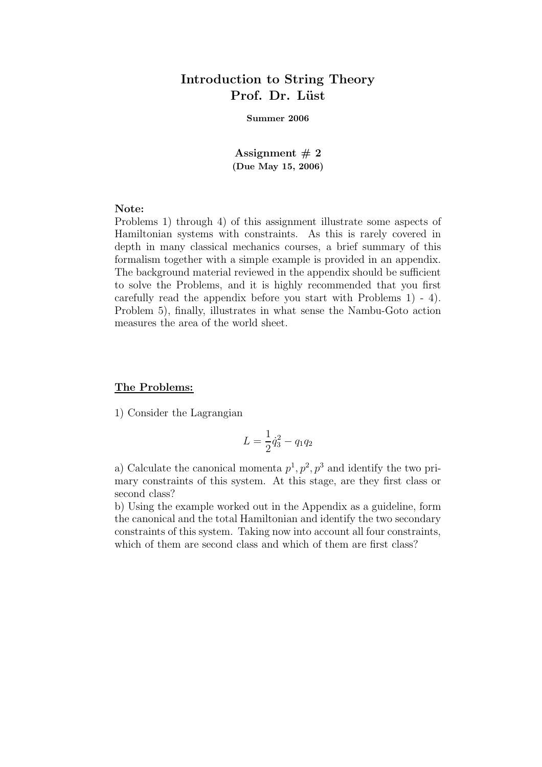# Introduction to String Theory
## Prof. Dr. Lüst

**Summer 2006**

**Assignment # 2**
**(Due May 15, 2006)**

**Note:**
Problems 1) through 4) of this assignment illustrate some aspects of Hamiltonian systems with constraints. As this is rarely covered in depth in many classical mechanics courses, a brief summary of this formalism together with a simple example is provided in an appendix. The background material reviewed in the appendix should be sufficient to solve the Problems, and it is highly recommended that you first carefully read the appendix before you start with Problems 1) - 4). Problem 5), finally, illustrates in what sense the Nambu-Goto action measures the area of the world sheet.

**The Problems:**

1) Consider the Lagrangian

$$L = \frac{1}{2}\dot{q}_3^2 - q_1 q_2$$

a) Calculate the canonical momenta $p^1, p^2, p^3$ and identify the two primary constraints of this system. At this stage, are they first class or second class?

b) Using the example worked out in the Appendix as a guideline, form the canonical and the total Hamiltonian and identify the two secondary constraints of this system. Taking now into account all four constraints, which of them are second class and which of them are first class?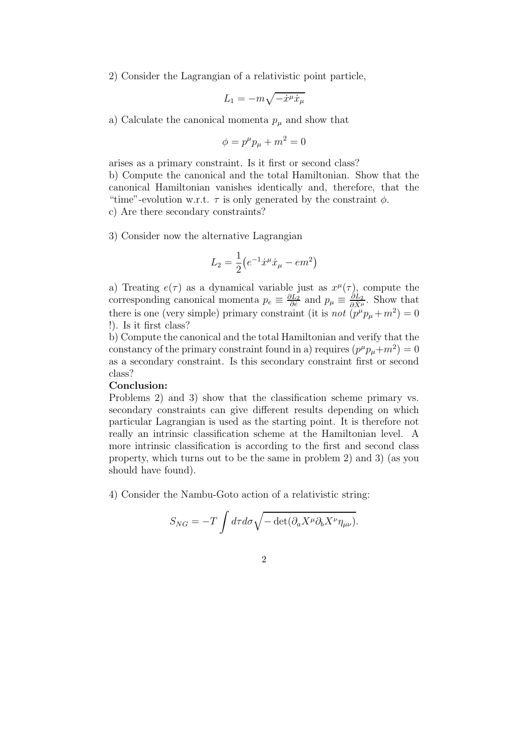2) Consider the Lagrangian of a relativistic point particle,

$$L_1 = -m\sqrt{-\dot{x}^\mu \dot{x}_\mu}$$

a) Calculate the canonical momenta $p_\mu$ and show that

$$\phi = p^\mu p_\mu + m^2 = 0$$

arises as a primary constraint. Is it first or second class?

b) Compute the canonical and the total Hamiltonian. Show that the canonical Hamiltonian vanishes identically and, therefore, that the "time"-evolution w.r.t. $\tau$ is only generated by the constraint $\phi$.

c) Are there secondary constraints?

3) Consider now the alternative Lagrangian

$$L_2 = \frac{1}{2}\big(e^{-1}\dot{x}^\mu \dot{x}_\mu - em^2\big)$$

a) Treating $e(\tau)$ as a dynamical variable just as $x^\mu(\tau)$, compute the corresponding canonical momenta $p_e \equiv \frac{\partial L_2}{\partial \dot{e}}$ and $p_\mu \equiv \frac{\partial L_2}{\partial \dot{X}^\mu}$. Show that there is one (very simple) primary constraint (it is *not* $(p^\mu p_\mu + m^2) = 0$ !). Is it first class?

b) Compute the canonical and the total Hamiltonian and verify that the constancy of the primary constraint found in a) requires $(p^\mu p_\mu + m^2) = 0$ as a secondary constraint. Is this secondary constraint first or second class?

**Conclusion:**

Problems 2) and 3) show that the classification scheme primary vs. secondary constraints can give different results depending on which particular Lagrangian is used as the starting point. It is therefore not really an intrinsic classification scheme at the Hamiltonian level. A more intrinsic classification is according to the first and second class property, which turns out to be the same in problem 2) and 3) (as you should have found).

4) Consider the Nambu-Goto action of a relativistic string:

$$S_{NG} = -T\int d\tau d\sigma \sqrt{-\det(\partial_a X^\mu \partial_b X^\nu \eta_{\mu\nu})}.$$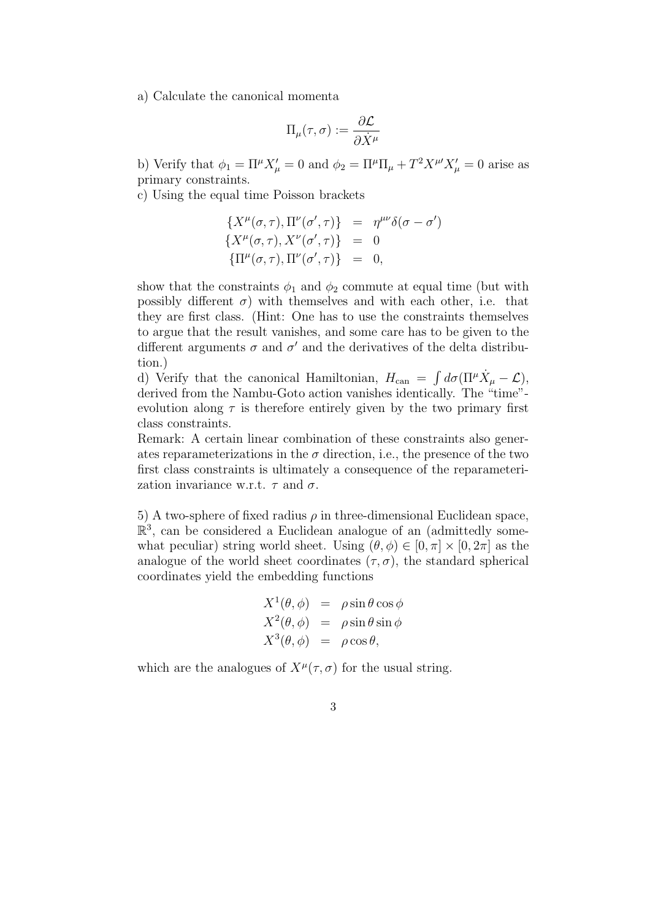a) Calculate the canonical momenta

$$\Pi_\mu(\tau, \sigma) := \frac{\partial \mathcal{L}}{\partial \dot{X}^\mu}$$

b) Verify that $\phi_1 = \Pi^\mu X'_\mu = 0$ and $\phi_2 = \Pi^\mu \Pi_\mu + T^2 X^{\mu\prime} X'_\mu = 0$ arise as primary constraints.

c) Using the equal time Poisson brackets

$$\begin{aligned}
\{X^\mu(\sigma, \tau), \Pi^\nu(\sigma', \tau)\} &= \eta^{\mu\nu}\delta(\sigma - \sigma') \\
\{X^\mu(\sigma, \tau), X^\nu(\sigma', \tau)\} &= 0 \\
\{\Pi^\mu(\sigma, \tau), \Pi^\nu(\sigma', \tau)\} &= 0,
\end{aligned}$$

show that the constraints $\phi_1$ and $\phi_2$ commute at equal time (but with possibly different $\sigma$) with themselves and with each other, i.e. that they are first class. (Hint: One has to use the constraints themselves to argue that the result vanishes, and some care has to be given to the different arguments $\sigma$ and $\sigma'$ and the derivatives of the delta distribution.)

d) Verify that the canonical Hamiltonian, $H_{\text{can}} = \int d\sigma (\Pi^\mu \dot{X}_\mu - \mathcal{L})$, derived from the Nambu-Goto action vanishes identically. The "time"-evolution along $\tau$ is therefore entirely given by the two primary first class constraints.

Remark: A certain linear combination of these constraints also generates reparameterizations in the $\sigma$ direction, i.e., the presence of the two first class constraints is ultimately a consequence of the reparameterization invariance w.r.t. $\tau$ and $\sigma$.

5) A two-sphere of fixed radius $\rho$ in three-dimensional Euclidean space, $\mathbb{R}^3$, can be considered a Euclidean analogue of an (admittedly somewhat peculiar) string world sheet. Using $(\theta, \phi) \in [0, \pi] \times [0, 2\pi]$ as the analogue of the world sheet coordinates $(\tau, \sigma)$, the standard spherical coordinates yield the embedding functions

$$\begin{aligned}
X^1(\theta, \phi) &= \rho \sin\theta \cos\phi \\
X^2(\theta, \phi) &= \rho \sin\theta \sin\phi \\
X^3(\theta, \phi) &= \rho \cos\theta,
\end{aligned}$$

which are the analogues of $X^\mu(\tau, \sigma)$ for the usual string.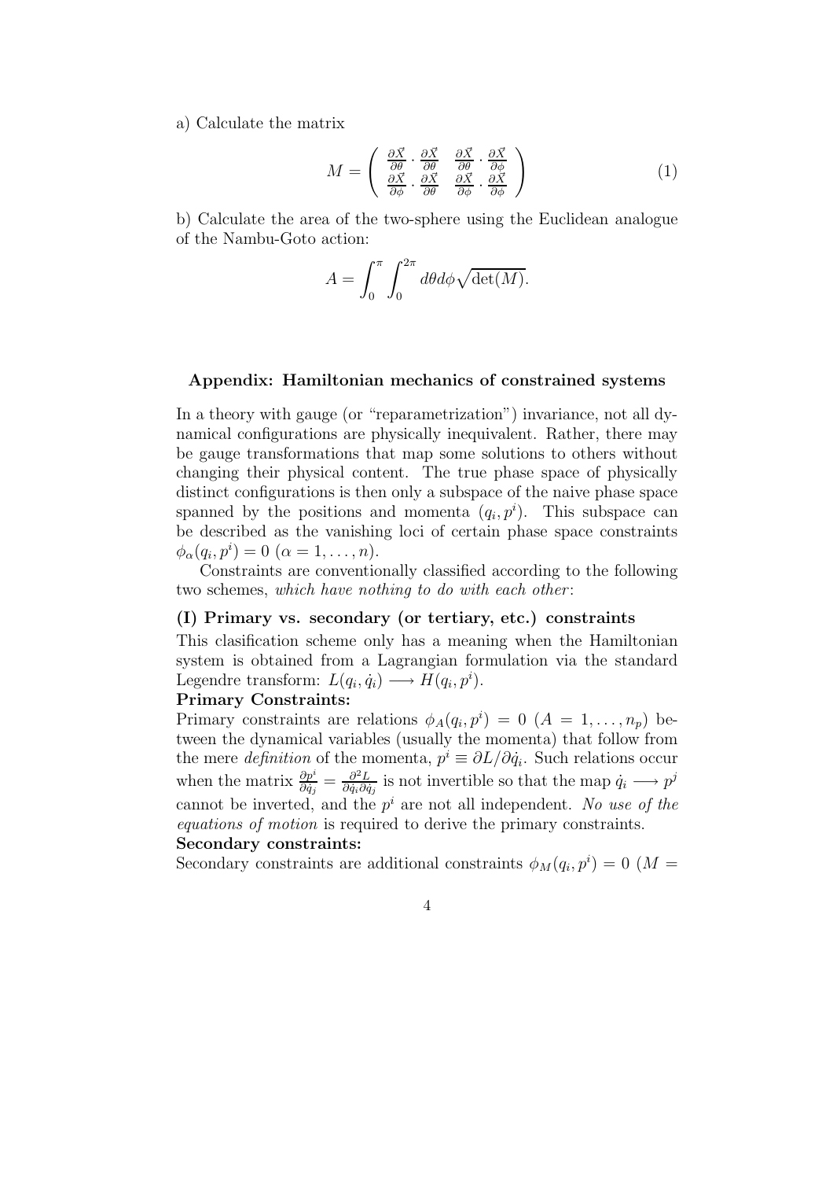a) Calculate the matrix

$$M = \begin{pmatrix} \frac{\partial \vec{X}}{\partial \theta} \cdot \frac{\partial \vec{X}}{\partial \theta} & \frac{\partial \vec{X}}{\partial \theta} \cdot \frac{\partial \vec{X}}{\partial \phi} \\ \frac{\partial \vec{X}}{\partial \phi} \cdot \frac{\partial \vec{X}}{\partial \theta} & \frac{\partial \vec{X}}{\partial \phi} \cdot \frac{\partial \vec{X}}{\partial \phi} \end{pmatrix} \tag{1}$$

b) Calculate the area of the two-sphere using the Euclidean analogue of the Nambu-Goto action:

$$A = \int_0^\pi \int_0^{2\pi} d\theta d\phi \sqrt{\det(M)}.$$

### Appendix: Hamiltonian mechanics of constrained systems

In a theory with gauge (or "reparametrization") invariance, not all dynamical configurations are physically inequivalent. Rather, there may be gauge transformations that map some solutions to others without changing their physical content. The true phase space of physically distinct configurations is then only a subspace of the naive phase space spanned by the positions and momenta $(q_i, p^i)$. This subspace can be described as the vanishing loci of certain phase space constraints $\phi_\alpha(q_i, p^i) = 0$ $(\alpha = 1, \ldots, n)$.

Constraints are conventionally classified according to the following two schemes, *which have nothing to do with each other*:

#### (I) Primary vs. secondary (or tertiary, etc.) constraints

This clasification scheme only has a meaning when the Hamiltonian system is obtained from a Lagrangian formulation via the standard Legendre transform: $L(q_i, \dot{q}_i) \longrightarrow H(q_i, p^i)$.

**Primary Constraints:**
Primary constraints are relations $\phi_A(q_i, p^i) = 0$ $(A = 1, \ldots, n_p)$ between the dynamical variables (usually the momenta) that follow from the mere *definition* of the momenta, $p^i \equiv \partial L / \partial \dot{q}_i$. Such relations occur when the matrix $\frac{\partial p^i}{\partial \dot{q}_j} = \frac{\partial^2 L}{\partial \dot{q}_i \partial \dot{q}_j}$ is not invertible so that the map $\dot{q}_i \longrightarrow p^j$ cannot be inverted, and the $p^i$ are not all independent. *No use of the equations of motion* is required to derive the primary constraints.

**Secondary constraints:**
Secondary constraints are additional constraints $\phi_M(q_i, p^i) = 0$ $(M =$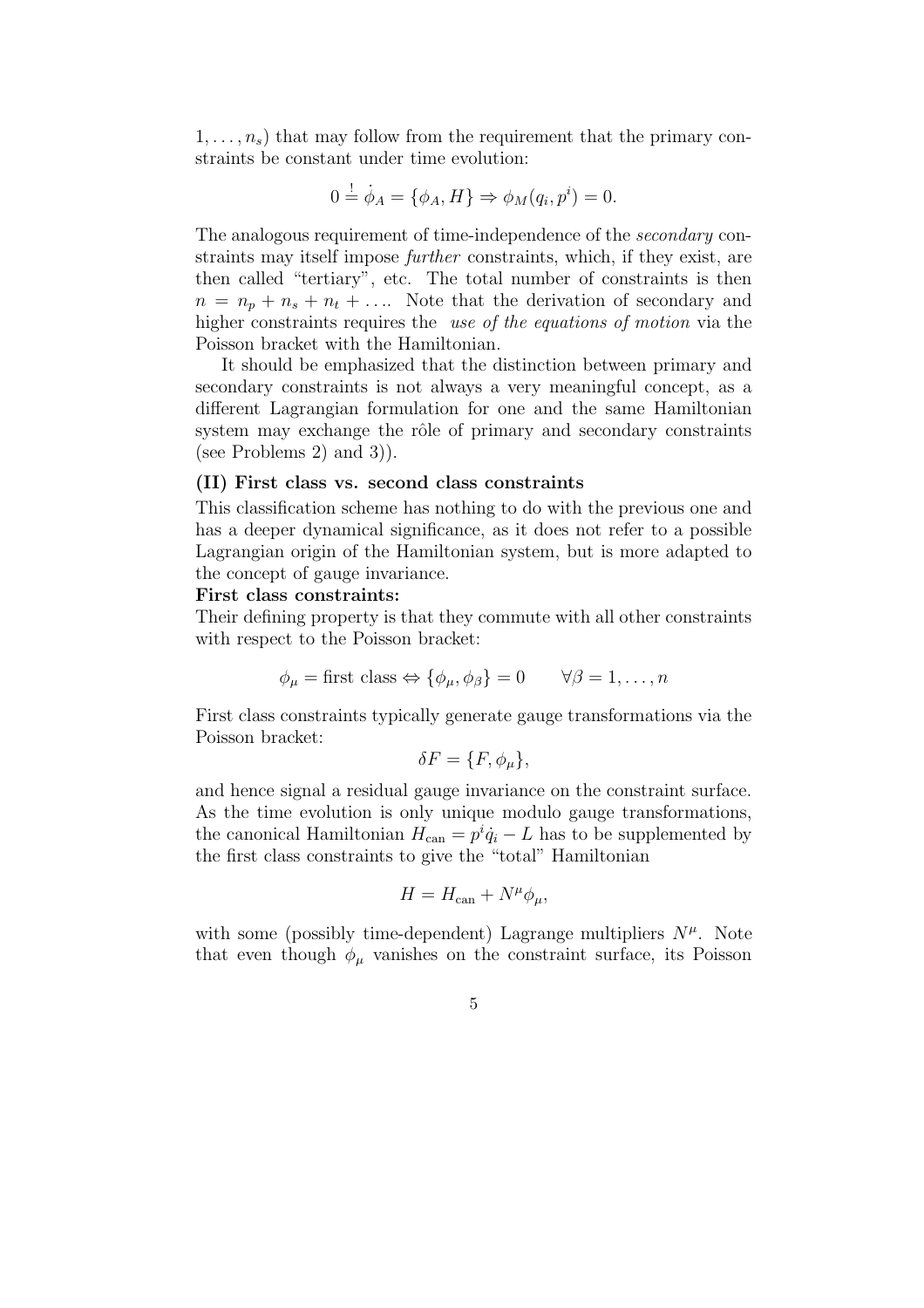$1, \ldots, n_s$) that may follow from the requirement that the primary constraints be constant under time evolution:

$$0 \stackrel{!}{=} \dot{\phi}_A = \{\phi_A, H\} \Rightarrow \phi_M(q_i, p^i) = 0.$$

The analogous requirement of time-independence of the *secondary* constraints may itself impose *further* constraints, which, if they exist, are then called "tertiary", etc. The total number of constraints is then $n = n_p + n_s + n_t + \ldots$. Note that the derivation of secondary and higher constraints requires the *use of the equations of motion* via the Poisson bracket with the Hamiltonian.

It should be emphasized that the distinction between primary and secondary constraints is not always a very meaningful concept, as a different Lagrangian formulation for one and the same Hamiltonian system may exchange the rôle of primary and secondary constraints (see Problems 2) and 3)).

**(II) First class vs. second class constraints**

This classification scheme has nothing to do with the previous one and has a deeper dynamical significance, as it does not refer to a possible Lagrangian origin of the Hamiltonian system, but is more adapted to the concept of gauge invariance.

**First class constraints:**

Their defining property is that they commute with all other constraints with respect to the Poisson bracket:

$$\phi_\mu = \text{first class} \Leftrightarrow \{\phi_\mu, \phi_\beta\} = 0 \qquad \forall \beta = 1, \ldots, n$$

First class constraints typically generate gauge transformations via the Poisson bracket:

$$\delta F = \{F, \phi_\mu\},$$

and hence signal a residual gauge invariance on the constraint surface. As the time evolution is only unique modulo gauge transformations, the canonical Hamiltonian $H_{\text{can}} = p^i \dot{q}_i - L$ has to be supplemented by the first class constraints to give the "total" Hamiltonian

$$H = H_{\text{can}} + N^\mu \phi_\mu,$$

with some (possibly time-dependent) Lagrange multipliers $N^\mu$. Note that even though $\phi_\mu$ vanishes on the constraint surface, its Poisson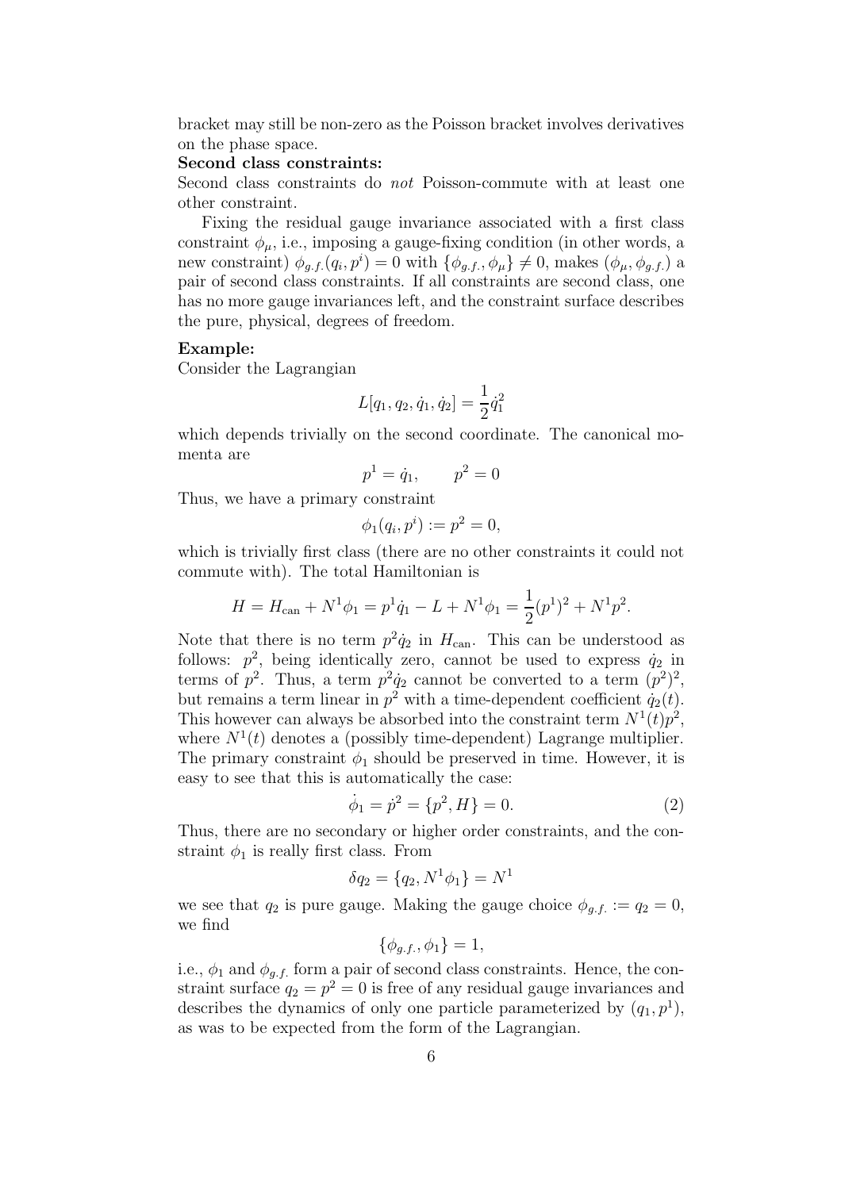bracket may still be non-zero as the Poisson bracket involves derivatives on the phase space.

**Second class constraints:**
Second class constraints do *not* Poisson-commute with at least one other constraint.

Fixing the residual gauge invariance associated with a first class constraint $\phi_\mu$, i.e., imposing a gauge-fixing condition (in other words, a new constraint) $\phi_{g.f.}(q_i, p^i) = 0$ with $\{\phi_{g.f.}, \phi_\mu\} \neq 0$, makes $(\phi_\mu, \phi_{g.f.})$ a pair of second class constraints. If all constraints are second class, one has no more gauge invariances left, and the constraint surface describes the pure, physical, degrees of freedom.

**Example:**
Consider the Lagrangian

$$L[q_1, q_2, \dot{q}_1, \dot{q}_2] = \frac{1}{2}\dot{q}_1^2$$

which depends trivially on the second coordinate. The canonical momenta are

$$p^1 = \dot{q}_1, \qquad p^2 = 0$$

Thus, we have a primary constraint

$$\phi_1(q_i, p^i) := p^2 = 0,$$

which is trivially first class (there are no other constraints it could not commute with). The total Hamiltonian is

$$H = H_{\text{can}} + N^1\phi_1 = p^1\dot{q}_1 - L + N^1\phi_1 = \frac{1}{2}(p^1)^2 + N^1 p^2.$$

Note that there is no term $p^2\dot{q}_2$ in $H_{\text{can}}$. This can be understood as follows: $p^2$, being identically zero, cannot be used to express $\dot{q}_2$ in terms of $p^2$. Thus, a term $p^2\dot{q}_2$ cannot be converted to a term $(p^2)^2$, but remains a term linear in $p^2$ with a time-dependent coefficient $\dot{q}_2(t)$. This however can always be absorbed into the constraint term $N^1(t)p^2$, where $N^1(t)$ denotes a (possibly time-dependent) Lagrange multiplier. The primary constraint $\phi_1$ should be preserved in time. However, it is easy to see that this is automatically the case:

$$\dot{\phi}_1 = \dot{p}^2 = \{p^2, H\} = 0. \tag{2}$$

Thus, there are no secondary or higher order constraints, and the constraint $\phi_1$ is really first class. From

$$\delta q_2 = \{q_2, N^1\phi_1\} = N^1$$

we see that $q_2$ is pure gauge. Making the gauge choice $\phi_{g.f.} := q_2 = 0$, we find

$$\{\phi_{g.f.}, \phi_1\} = 1,$$

i.e., $\phi_1$ and $\phi_{g.f.}$ form a pair of second class constraints. Hence, the constraint surface $q_2 = p^2 = 0$ is free of any residual gauge invariances and describes the dynamics of only one particle parameterized by $(q_1, p^1)$, as was to be expected from the form of the Lagrangian.